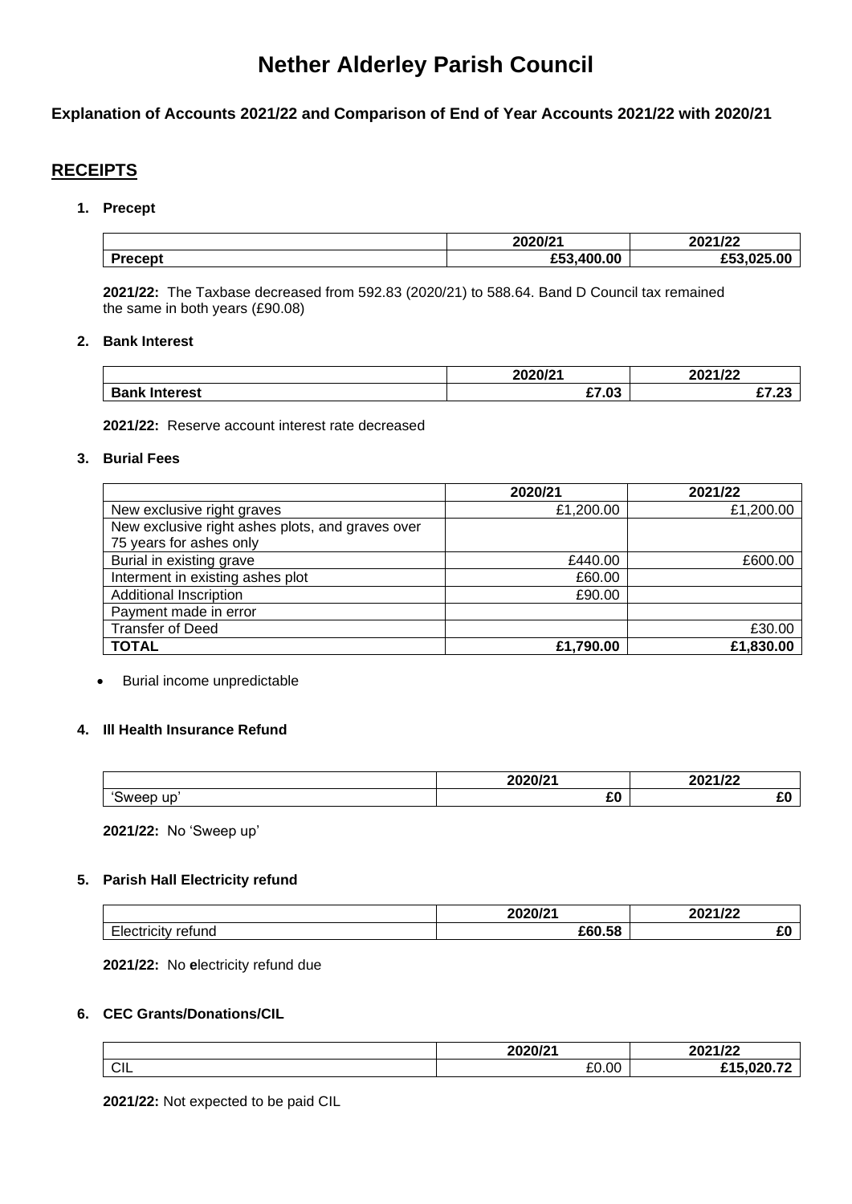# Nether Alderley Parish Council

### Explanation of Accounts 2021/22 and Comparison of End of Year Accounts 2021/22 with 2020/21

## RECEIPTS

1. **Precept**

| | 2020/21 | 2021/22 |
|---|---|---|
| **Precept** | **£53,400.00** | **£53,025.00** |

**2021/22:** The Taxbase decreased from 592.83 (2020/21) to 588.64. Band D Council tax remained the same in both years (£90.08)

2. **Bank Interest**

| | 2020/21 | 2021/22 |
|---|---|---|
| **Bank Interest** | **£7.03** | **£7.23** |

**2021/22:** Reserve account interest rate decreased

3. **Burial Fees**

| | 2020/21 | 2021/22 |
|---|---|---|
| New exclusive right graves | £1,200.00 | £1,200.00 |
| New exclusive right ashes plots, and graves over 75 years for ashes only | | |
| Burial in existing grave | £440.00 | £600.00 |
| Interment in existing ashes plot | £60.00 | |
| Additional Inscription | £90.00 | |
| Payment made in error | | |
| Transfer of Deed | | £30.00 |
| **TOTAL** | **£1,790.00** | **£1,830.00** |

- Burial income unpredictable

4. **Ill Health Insurance Refund**

| | 2020/21 | 2021/22 |
|---|---|---|
| 'Sweep up' | **£0** | **£0** |

**2021/22:** No 'Sweep up'

5. **Parish Hall Electricity refund**

| | 2020/21 | 2021/22 |
|---|---|---|
| Electricity refund | **£60.58** | **£0** |

**2021/22:** No **e**lectricity refund due

6. **CEC Grants/Donations/CIL**

| | 2020/21 | 2021/22 |
|---|---|---|
| CIL | £0.00 | **£15,020.72** |

**2021/22:** Not expected to be paid CIL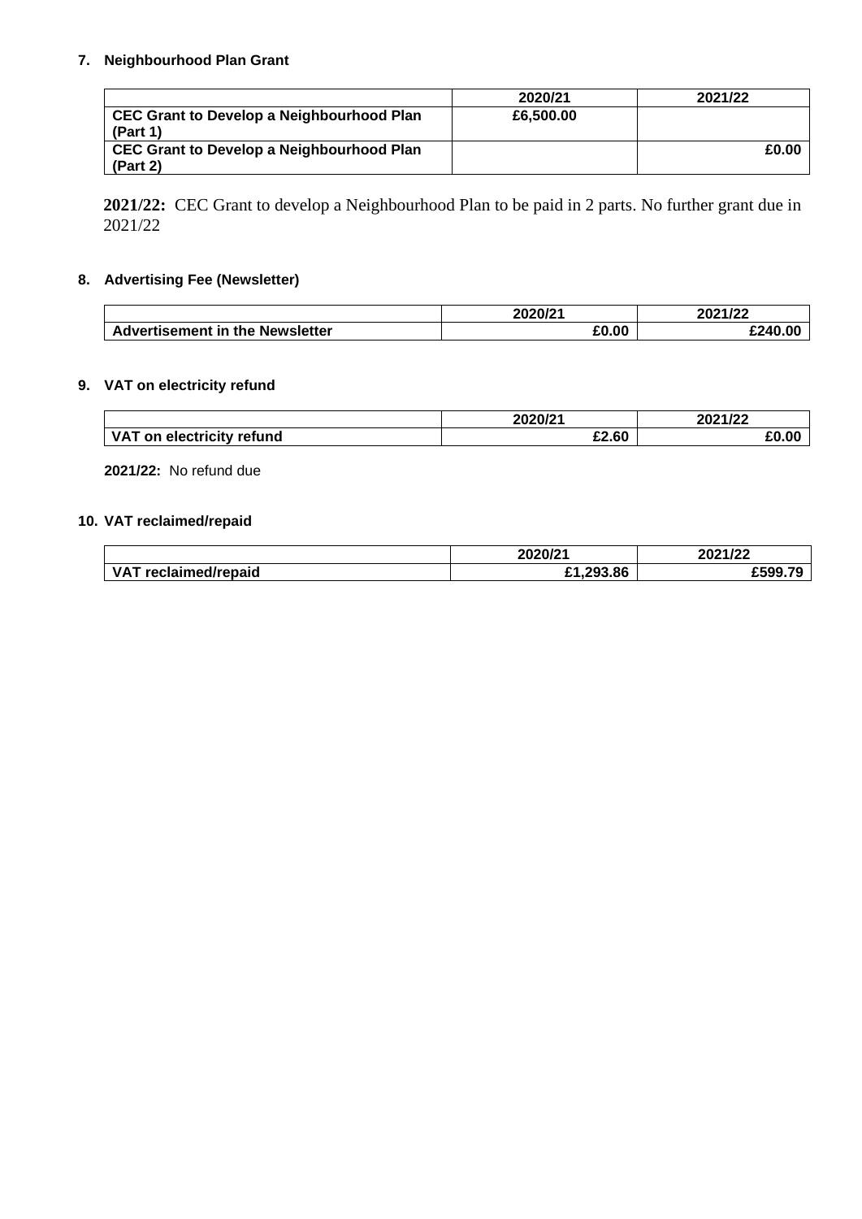### 7. Neighbourhood Plan Grant

| | 2020/21 | 2021/22 |
|---|---|---|
| **CEC Grant to Develop a Neighbourhood Plan (Part 1)** | **£6,500.00** | |
| **CEC Grant to Develop a Neighbourhood Plan (Part 2)** | | **£0.00** |

**2021/22:** CEC Grant to develop a Neighbourhood Plan to be paid in 2 parts. No further grant due in 2021/22

### 8. Advertising Fee (Newsletter)

| | 2020/21 | 2021/22 |
|---|---|---|
| **Advertisement in the Newsletter** | **£0.00** | **£240.00** |

### 9. VAT on electricity refund

| | 2020/21 | 2021/22 |
|---|---|---|
| **VAT on electricity refund** | **£2.60** | **£0.00** |

**2021/22:** No refund due

### 10. VAT reclaimed/repaid

| | 2020/21 | 2021/22 |
|---|---|---|
| **VAT reclaimed/repaid** | **£1,293.86** | **£599.79** |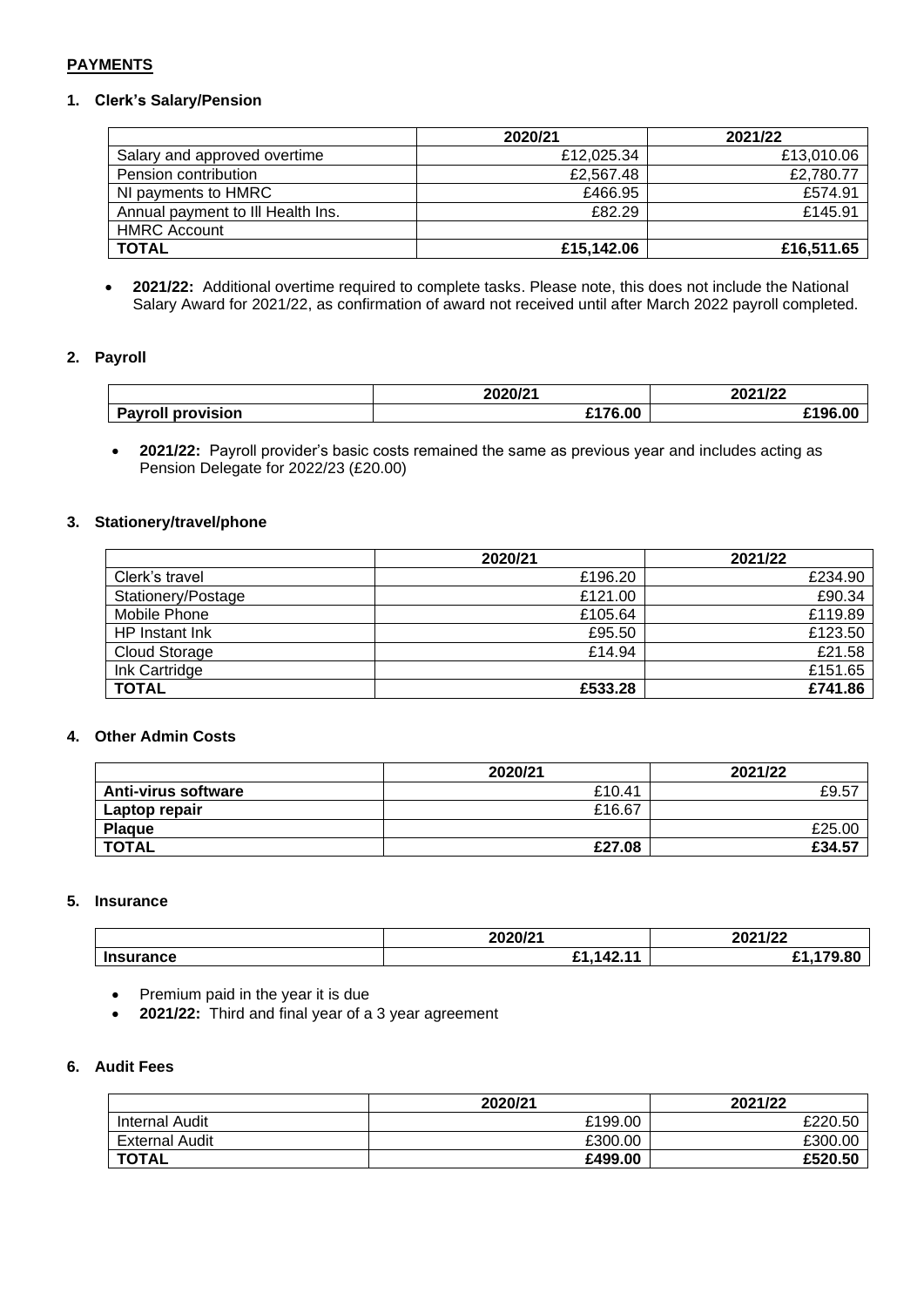**PAYMENTS**

### 1. Clerk's Salary/Pension

| | 2020/21 | 2021/22 |
|---|---|---|
| Salary and approved overtime | £12,025.34 | £13,010.06 |
| Pension contribution | £2,567.48 | £2,780.77 |
| NI payments to HMRC | £466.95 | £574.91 |
| Annual payment to Ill Health Ins. | £82.29 | £145.91 |
| HMRC Account | | |
| **TOTAL** | **£15,142.06** | **£16,511.65** |

- **2021/22:** Additional overtime required to complete tasks. Please note, this does not include the National Salary Award for 2021/22, as confirmation of award not received until after March 2022 payroll completed.

### 2. Payroll

| | 2020/21 | 2021/22 |
|---|---|---|
| **Payroll provision** | **£176.00** | **£196.00** |

- **2021/22:** Payroll provider's basic costs remained the same as previous year and includes acting as Pension Delegate for 2022/23 (£20.00)

### 3. Stationery/travel/phone

| | 2020/21 | 2021/22 |
|---|---|---|
| Clerk's travel | £196.20 | £234.90 |
| Stationery/Postage | £121.00 | £90.34 |
| Mobile Phone | £105.64 | £119.89 |
| HP Instant Ink | £95.50 | £123.50 |
| Cloud Storage | £14.94 | £21.58 |
| Ink Cartridge | | £151.65 |
| **TOTAL** | **£533.28** | **£741.86** |

### 4. Other Admin Costs

| | 2020/21 | 2021/22 |
|---|---|---|
| **Anti-virus software** | £10.41 | £9.57 |
| **Laptop repair** | £16.67 | |
| **Plaque** | | £25.00 |
| **TOTAL** | **£27.08** | **£34.57** |

### 5. Insurance

| | 2020/21 | 2021/22 |
|---|---|---|
| **Insurance** | **£1,142.11** | **£1,179.80** |

- Premium paid in the year it is due
- **2021/22:** Third and final year of a 3 year agreement

### 6. Audit Fees

| | 2020/21 | 2021/22 |
|---|---|---|
| Internal Audit | £199.00 | £220.50 |
| External Audit | £300.00 | £300.00 |
| **TOTAL** | **£499.00** | **£520.50** |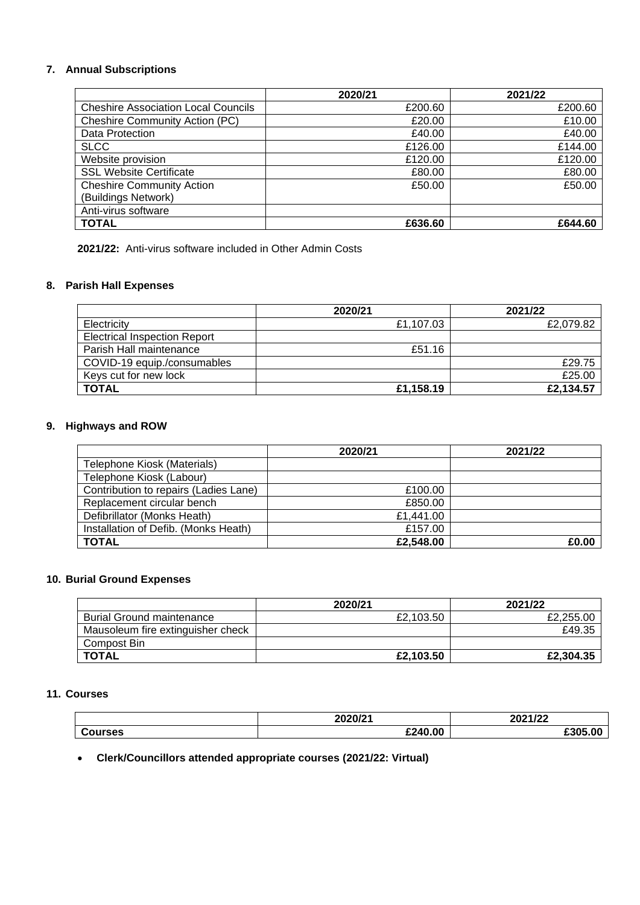## 7. Annual Subscriptions

| | 2020/21 | 2021/22 |
|---|---|---|
| Cheshire Association Local Councils | £200.60 | £200.60 |
| Cheshire Community Action (PC) | £20.00 | £10.00 |
| Data Protection | £40.00 | £40.00 |
| SLCC | £126.00 | £144.00 |
| Website provision | £120.00 | £120.00 |
| SSL Website Certificate | £80.00 | £80.00 |
| Cheshire Community Action (Buildings Network) | £50.00 | £50.00 |
| Anti-virus software | | |
| **TOTAL** | **£636.60** | **£644.60** |

**2021/22:** Anti-virus software included in Other Admin Costs

## 8. Parish Hall Expenses

| | 2020/21 | 2021/22 |
|---|---|---|
| Electricity | £1,107.03 | £2,079.82 |
| Electrical Inspection Report | | |
| Parish Hall maintenance | £51.16 | |
| COVID-19 equip./consumables | | £29.75 |
| Keys cut for new lock | | £25.00 |
| **TOTAL** | **£1,158.19** | **£2,134.57** |

## 9. Highways and ROW

| | 2020/21 | 2021/22 |
|---|---|---|
| Telephone Kiosk (Materials) | | |
| Telephone Kiosk (Labour) | | |
| Contribution to repairs (Ladies Lane) | £100.00 | |
| Replacement circular bench | £850.00 | |
| Defibrillator (Monks Heath) | £1,441.00 | |
| Installation of Defib. (Monks Heath) | £157.00 | |
| **TOTAL** | **£2,548.00** | **£0.00** |

## 10. Burial Ground Expenses

| | 2020/21 | 2021/22 |
|---|---|---|
| Burial Ground maintenance | £2,103.50 | £2,255.00 |
| Mausoleum fire extinguisher check | | £49.35 |
| Compost Bin | | |
| **TOTAL** | **£2,103.50** | **£2,304.35** |

## 11. Courses

| | 2020/21 | 2021/22 |
|---|---|---|
| **Courses** | **£240.00** | **£305.00** |

- **Clerk/Councillors attended appropriate courses (2021/22: Virtual)**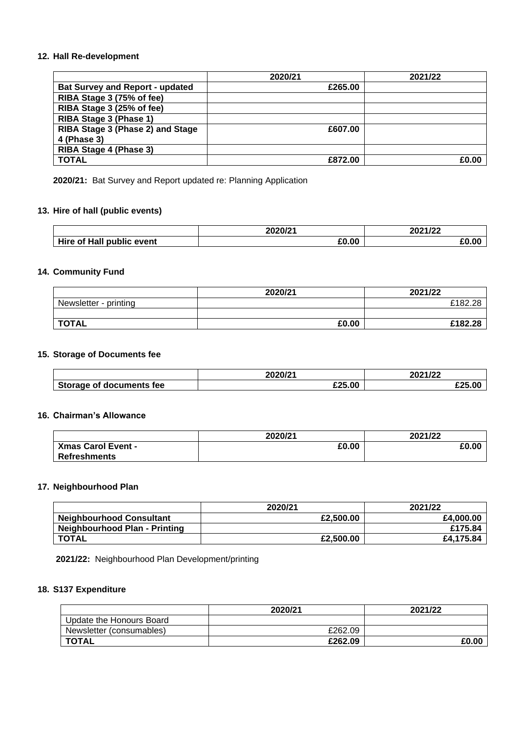**12. Hall Re-development**

| | 2020/21 | 2021/22 |
|---|---|---|
| **Bat Survey and Report - updated** | **£265.00** | |
| **RIBA Stage 3 (75% of fee)** | | |
| **RIBA Stage 3 (25% of fee)** | | |
| **RIBA Stage 3 (Phase 1)** | | |
| **RIBA Stage 3 (Phase 2) and Stage 4 (Phase 3)** | **£607.00** | |
| **RIBA Stage 4 (Phase 3)** | | |
| **TOTAL** | **£872.00** | **£0.00** |

**2020/21:** Bat Survey and Report updated re: Planning Application

**13. Hire of hall (public events)**

| | 2020/21 | 2021/22 |
|---|---|---|
| **Hire of Hall public event** | **£0.00** | **£0.00** |

**14. Community Fund**

| | 2020/21 | 2021/22 |
|---|---|---|
| Newsletter - printing | | £182.28 |
| | | |
| **TOTAL** | **£0.00** | **£182.28** |

**15. Storage of Documents fee**

| | 2020/21 | 2021/22 |
|---|---|---|
| **Storage of documents fee** | **£25.00** | **£25.00** |

**16. Chairman's Allowance**

| | 2020/21 | 2021/22 |
|---|---|---|
| **Xmas Carol Event - Refreshments** | **£0.00** | **£0.00** |

**17. Neighbourhood Plan**

| | 2020/21 | 2021/22 |
|---|---|---|
| **Neighbourhood Consultant** | **£2,500.00** | **£4,000.00** |
| **Neighbourhood Plan - Printing** | | **£175.84** |
| **TOTAL** | **£2,500.00** | **£4,175.84** |

**2021/22:** Neighbourhood Plan Development/printing

**18. S137 Expenditure**

| | 2020/21 | 2021/22 |
|---|---|---|
| Update the Honours Board | | |
| Newsletter (consumables) | £262.09 | |
| **TOTAL** | **£262.09** | **£0.00** |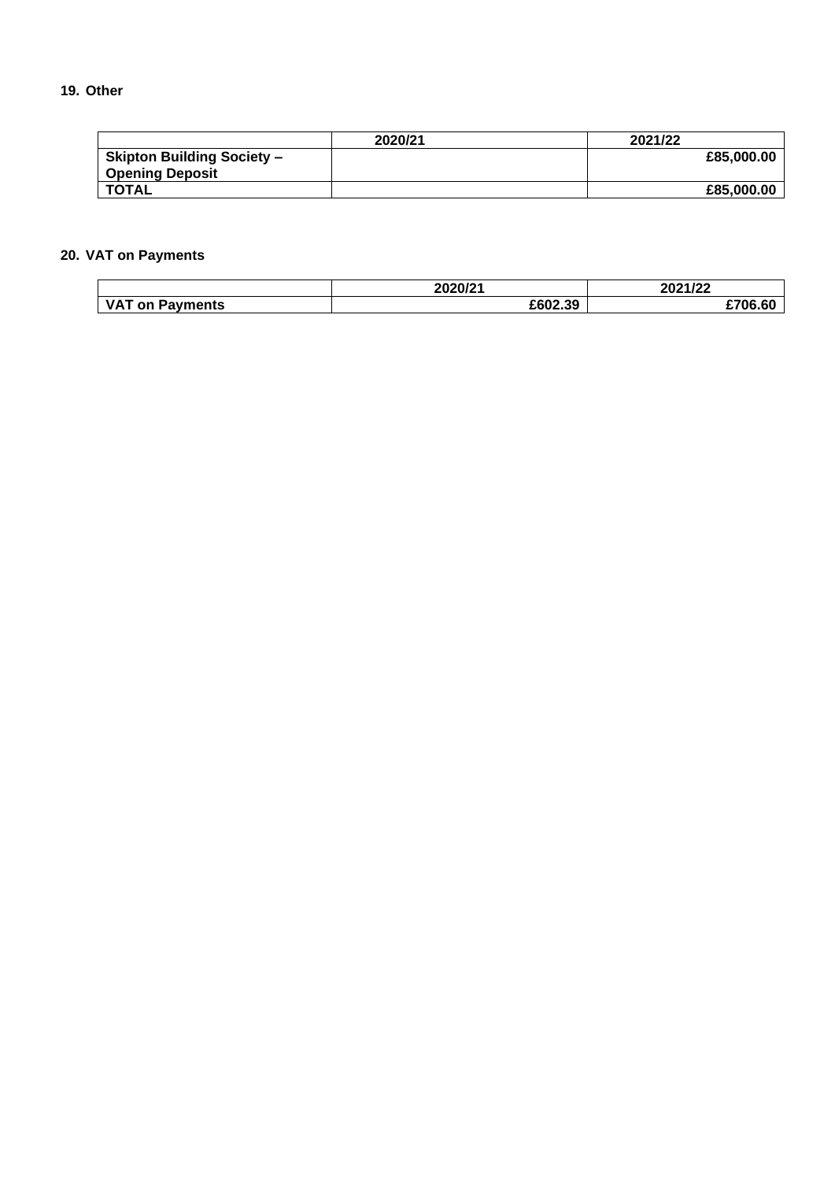## 19. Other

| | 2020/21 | 2021/22 |
|---|---|---|
| **Skipton Building Society – Opening Deposit** | | **£85,000.00** |
| **TOTAL** | | **£85,000.00** |

## 20. VAT on Payments

| | 2020/21 | 2021/22 |
|---|---|---|
| **VAT on Payments** | **£602.39** | **£706.60** |